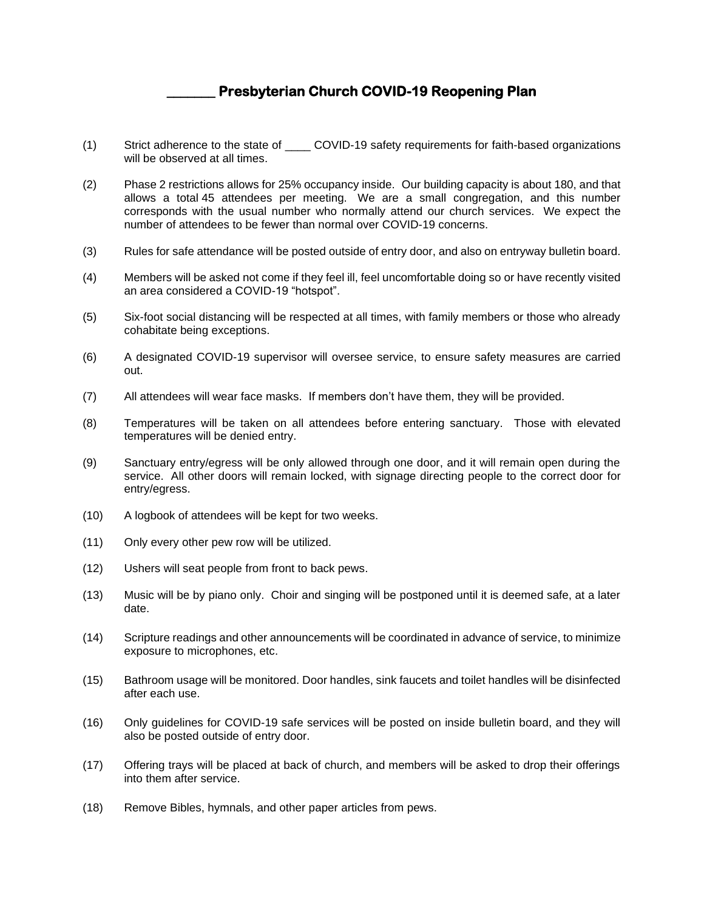# _______ Presbyterian Church COVID-19 Reopening Plan

(1) Strict adherence to the state of ____ COVID-19 safety requirements for faith-based organizations will be observed at all times.

(2) Phase 2 restrictions allows for 25% occupancy inside. Our building capacity is about 180, and that allows a total 45 attendees per meeting. We are a small congregation, and this number corresponds with the usual number who normally attend our church services. We expect the number of attendees to be fewer than normal over COVID-19 concerns.

(3) Rules for safe attendance will be posted outside of entry door, and also on entryway bulletin board.

(4) Members will be asked not come if they feel ill, feel uncomfortable doing so or have recently visited an area considered a COVID-19 "hotspot".

(5) Six-foot social distancing will be respected at all times, with family members or those who already cohabitate being exceptions.

(6) A designated COVID-19 supervisor will oversee service, to ensure safety measures are carried out.

(7) All attendees will wear face masks. If members don't have them, they will be provided.

(8) Temperatures will be taken on all attendees before entering sanctuary. Those with elevated temperatures will be denied entry.

(9) Sanctuary entry/egress will be only allowed through one door, and it will remain open during the service. All other doors will remain locked, with signage directing people to the correct door for entry/egress.

(10) A logbook of attendees will be kept for two weeks.

(11) Only every other pew row will be utilized.

(12) Ushers will seat people from front to back pews.

(13) Music will be by piano only. Choir and singing will be postponed until it is deemed safe, at a later date.

(14) Scripture readings and other announcements will be coordinated in advance of service, to minimize exposure to microphones, etc.

(15) Bathroom usage will be monitored. Door handles, sink faucets and toilet handles will be disinfected after each use.

(16) Only guidelines for COVID-19 safe services will be posted on inside bulletin board, and they will also be posted outside of entry door.

(17) Offering trays will be placed at back of church, and members will be asked to drop their offerings into them after service.

(18) Remove Bibles, hymnals, and other paper articles from pews.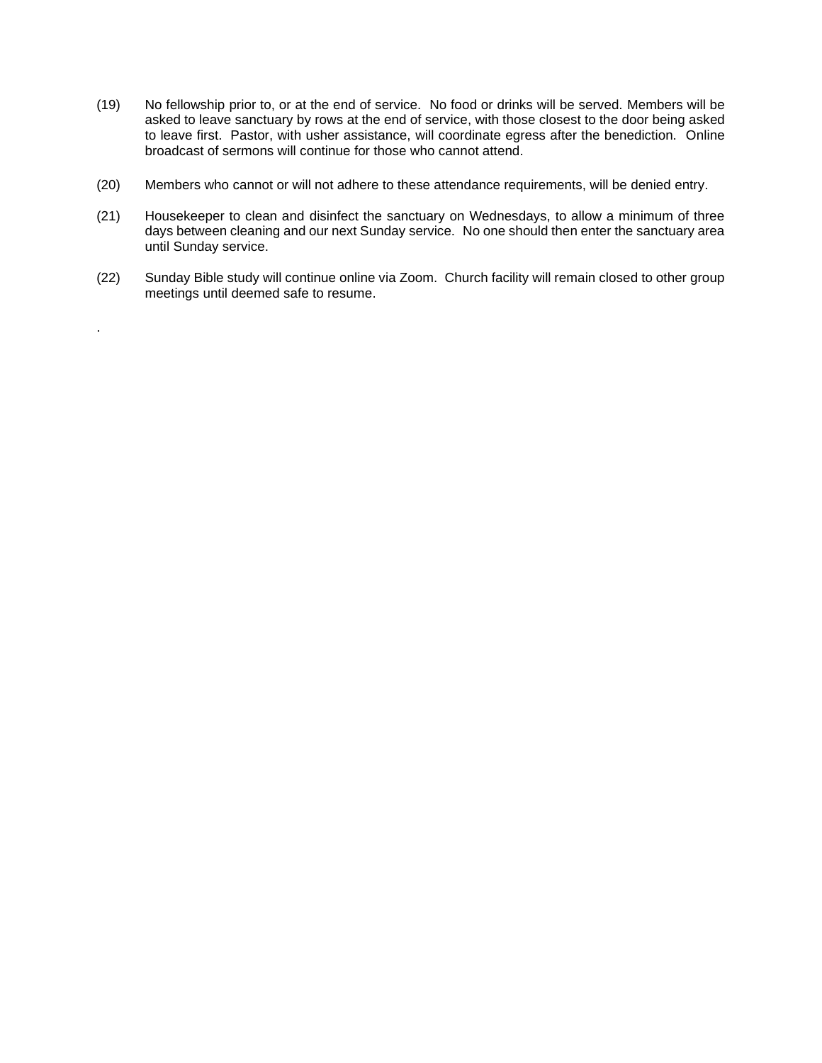(19) No fellowship prior to, or at the end of service.  No food or drinks will be served. Members will be asked to leave sanctuary by rows at the end of service, with those closest to the door being asked to leave first.  Pastor, with usher assistance, will coordinate egress after the benediction.  Online broadcast of sermons will continue for those who cannot attend.

(20) Members who cannot or will not adhere to these attendance requirements, will be denied entry.

(21) Housekeeper to clean and disinfect the sanctuary on Wednesdays, to allow a minimum of three days between cleaning and our next Sunday service.  No one should then enter the sanctuary area until Sunday service.

(22) Sunday Bible study will continue online via Zoom.  Church facility will remain closed to other group meetings until deemed safe to resume.

.